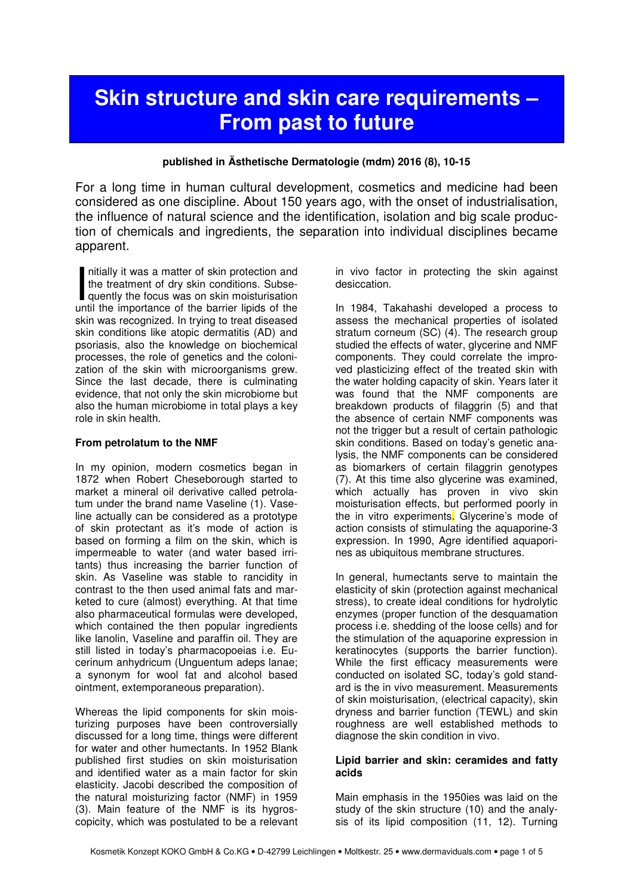# Skin structure and skin care requirements – From past to future

**published in Ästhetische Dermatologie (mdm) 2016 (8), 10-15**

For a long time in human cultural development, cosmetics and medicine had been considered as one discipline. About 150 years ago, with the onset of industrialisation, the influence of natural science and the identification, isolation and big scale production of chemicals and ingredients, the separation into individual disciplines became apparent.

Initially it was a matter of skin protection and the treatment of dry skin conditions. Subsequently the focus was on skin moisturisation until the importance of the barrier lipids of the skin was recognized. In trying to treat diseased skin conditions like atopic dermatitis (AD) and psoriasis, also the knowledge on biochemical processes, the role of genetics and the colonization of the skin with microorganisms grew. Since the last decade, there is culminating evidence, that not only the skin microbiome but also the human microbiome in total plays a key role in skin health.

**From petrolatum to the NMF**

In my opinion, modern cosmetics began in 1872 when Robert Cheseborough started to market a mineral oil derivative called petrolatum under the brand name Vaseline (1). Vaseline actually can be considered as a prototype of skin protectant as it's mode of action is based on forming a film on the skin, which is impermeable to water (and water based irritants) thus increasing the barrier function of skin. As Vaseline was stable to rancidity in contrast to the then used animal fats and marketed to cure (almost) everything. At that time also pharmaceutical formulas were developed, which contained the then popular ingredients like lanolin, Vaseline and paraffin oil. They are still listed in today's pharmacopoeias i.e. Eucerinum anhydricum (Unguentum adeps lanae; a synonym for wool fat and alcohol based ointment, extemporaneous preparation).

Whereas the lipid components for skin moisturizing purposes have been controversially discussed for a long time, things were different for water and other humectants. In 1952 Blank published first studies on skin moisturisation and identified water as a main factor for skin elasticity. Jacobi described the composition of the natural moisturizing factor (NMF) in 1959 (3). Main feature of the NMF is its hygroscopicity, which was postulated to be a relevant in vivo factor in protecting the skin against desiccation.

In 1984, Takahashi developed a process to assess the mechanical properties of isolated stratum corneum (SC) (4). The research group studied the effects of water, glycerine and NMF components. They could correlate the improved plasticizing effect of the treated skin with the water holding capacity of skin. Years later it was found that the NMF components are breakdown products of filaggrin (5) and that the absence of certain NMF components was not the trigger but a result of certain pathologic skin conditions. Based on today's genetic analysis, the NMF components can be considered as biomarkers of certain filaggrin genotypes (7). At this time also glycerine was examined, which actually has proven in vivo skin moisturisation effects, but performed poorly in the in vitro experiments. Glycerine's mode of action consists of stimulating the aquaporine-3 expression. In 1990, Agre identified aquaporines as ubiquitous membrane structures.

In general, humectants serve to maintain the elasticity of skin (protection against mechanical stress), to create ideal conditions for hydrolytic enzymes (proper function of the desquamation process i.e. shedding of the loose cells) and for the stimulation of the aquaporine expression in keratinocytes (supports the barrier function). While the first efficacy measurements were conducted on isolated SC, today's gold standard is the in vivo measurement. Measurements of skin moisturisation, (electrical capacity), skin dryness and barrier function (TEWL) and skin roughness are well established methods to diagnose the skin condition in vivo.

**Lipid barrier and skin: ceramides and fatty acids**

Main emphasis in the 1950ies was laid on the study of the skin structure (10) and the analysis of its lipid composition (11, 12). Turning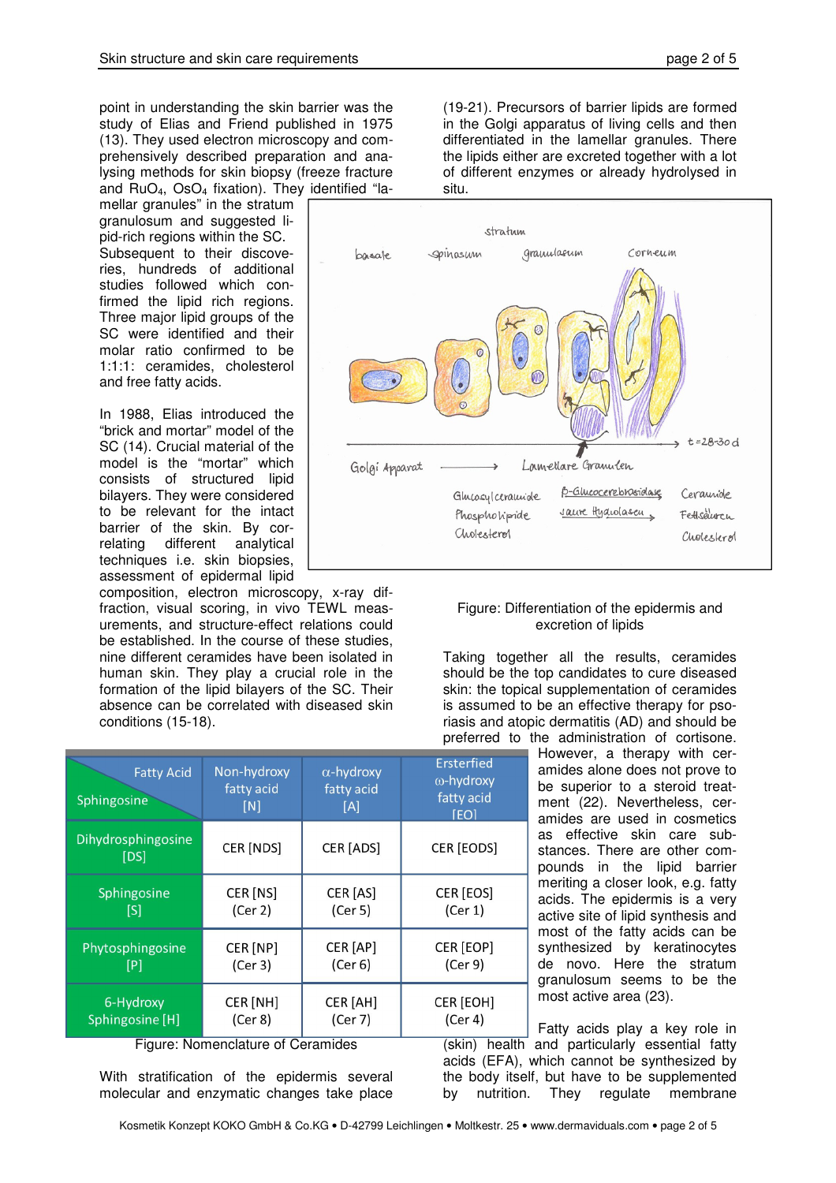point in understanding the skin barrier was the study of Elias and Friend published in 1975 (13). They used electron microscopy and comprehensively described preparation and analysing methods for skin biopsy (freeze fracture and $RuO_4$, $OsO_4$ fixation). They identified "lamellar granules" in the stratum granulosum and suggested lipid-rich regions within the SC. Subsequent to their discoveries, hundreds of additional studies followed which confirmed the lipid rich regions. Three major lipid groups of the SC were identified and their molar ratio confirmed to be 1:1:1: ceramides, cholesterol and free fatty acids.

In 1988, Elias introduced the "brick and mortar" model of the SC (14). Crucial material of the model is the "mortar" which consists of structured lipid bilayers. They were considered to be relevant for the intact barrier of the skin. By correlating different analytical techniques i.e. skin biopsies, assessment of epidermal lipid composition, electron microscopy, x-ray diffraction, visual scoring, in vivo TEWL measurements, and structure-effect relations could be established. In the course of these studies, nine different ceramides have been isolated in human skin. They play a crucial role in the formation of the lipid bilayers of the SC. Their absence can be correlated with diseased skin conditions (15-18).

| Fatty Acid / Sphingosine | Non-hydroxy fatty acid [N] | α-hydroxy fatty acid [A] | Ersterfied ω-hydroxy fatty acid [EO] |
|---|---|---|---|
| Dihydrosphingosine [DS] | CER [NDS] | CER [ADS] | CER [EODS] |
| Sphingosine [S] | CER [NS] (Cer 2) | CER [AS] (Cer 5) | CER [EOS] (Cer 1) |
| Phytosphingosine [P] | CER [NP] (Cer 3) | CER [AP] (Cer 6) | CER [EOP] (Cer 9) |
| 6-Hydroxy Sphingosine [H] | CER [NH] (Cer 8) | CER [AH] (Cer 7) | CER [EOH] (Cer 4) |

Figure: Nomenclature of Ceramides

With stratification of the epidermis several molecular and enzymatic changes take place (19-21). Precursors of barrier lipids are formed in the Golgi apparatus of living cells and then differentiated in the lamellar granules. There the lipids either are excreted together with a lot of different enzymes or already hydrolysed in situ.

Figure: Differentiation of the epidermis and excretion of lipids

Taking together all the results, ceramides should be the top candidates to cure diseased skin: the topical supplementation of ceramides is assumed to be an effective therapy for psoriasis and atopic dermatitis (AD) and should be preferred to the administration of cortisone. However, a therapy with ceramides alone does not prove to be superior to a steroid treatment (22). Nevertheless, ceramides are used in cosmetics as effective skin care substances. There are other compounds in the lipid barrier meriting a closer look, e.g. fatty acids. The epidermis is a very active site of lipid synthesis and most of the fatty acids can be synthesized by keratinocytes de novo. Here the stratum granulosum seems to be the most active area (23).

Fatty acids play a key role in (skin) health and particularly essential fatty acids (EFA), which cannot be synthesized by the body itself, but have to be supplemented by nutrition. They regulate membrane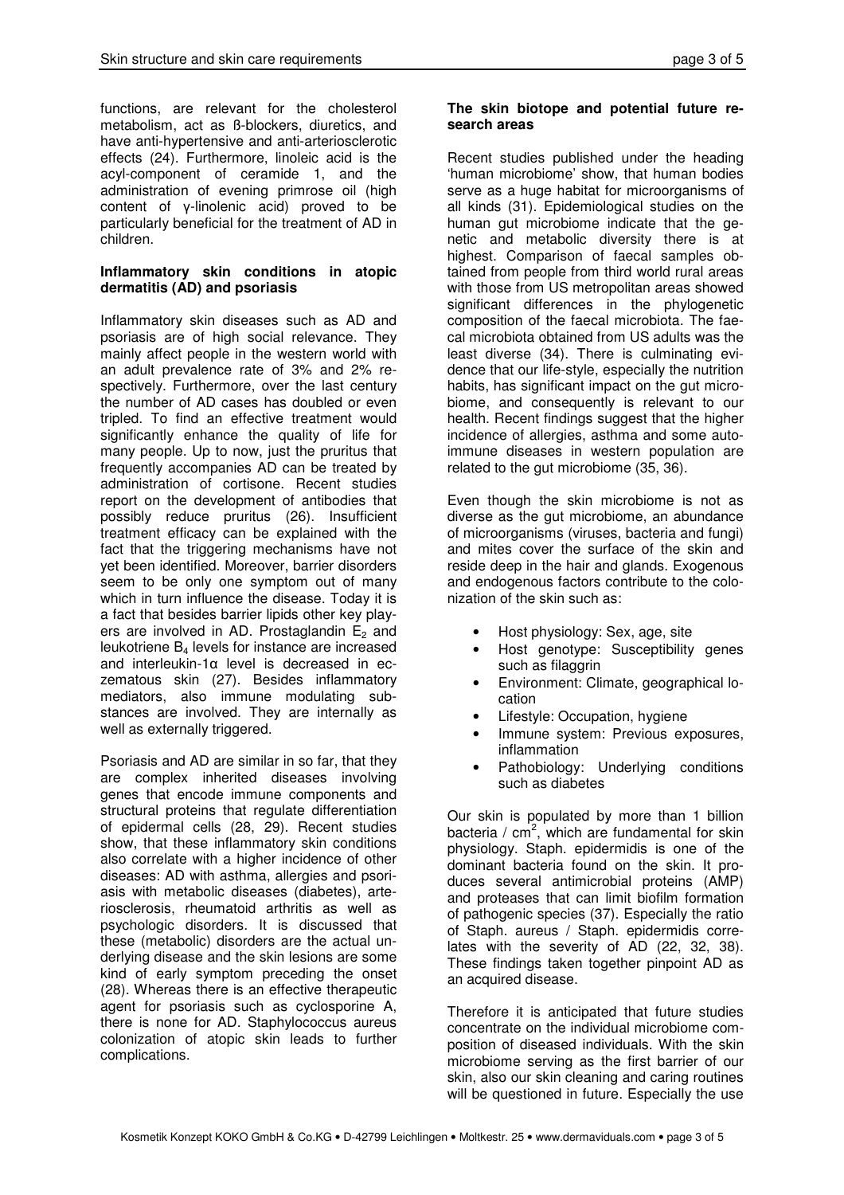functions, are relevant for the cholesterol metabolism, act as ß-blockers, diuretics, and have anti-hypertensive and anti-arteriosclerotic effects (24). Furthermore, linoleic acid is the acyl-component of ceramide 1, and the administration of evening primrose oil (high content of γ-linolenic acid) proved to be particularly beneficial for the treatment of AD in children.

**Inflammatory skin conditions in atopic dermatitis (AD) and psoriasis**

Inflammatory skin diseases such as AD and psoriasis are of high social relevance. They mainly affect people in the western world with an adult prevalence rate of 3% and 2% respectively. Furthermore, over the last century the number of AD cases has doubled or even tripled. To find an effective treatment would significantly enhance the quality of life for many people. Up to now, just the pruritus that frequently accompanies AD can be treated by administration of cortisone. Recent studies report on the development of antibodies that possibly reduce pruritus (26). Insufficient treatment efficacy can be explained with the fact that the triggering mechanisms have not yet been identified. Moreover, barrier disorders seem to be only one symptom out of many which in turn influence the disease. Today it is a fact that besides barrier lipids other key players are involved in AD. Prostaglandin $E_2$ and leukotriene $B_4$ levels for instance are increased and interleukin-1α level is decreased in eczematous skin (27). Besides inflammatory mediators, also immune modulating substances are involved. They are internally as well as externally triggered.

Psoriasis and AD are similar in so far, that they are complex inherited diseases involving genes that encode immune components and structural proteins that regulate differentiation of epidermal cells (28, 29). Recent studies show, that these inflammatory skin conditions also correlate with a higher incidence of other diseases: AD with asthma, allergies and psoriasis with metabolic diseases (diabetes), arteriosclerosis, rheumatoid arthritis as well as psychologic disorders. It is discussed that these (metabolic) disorders are the actual underlying disease and the skin lesions are some kind of early symptom preceding the onset (28). Whereas there is an effective therapeutic agent for psoriasis such as cyclosporine A, there is none for AD. Staphylococcus aureus colonization of atopic skin leads to further complications.

**The skin biotope and potential future research areas**

Recent studies published under the heading 'human microbiome' show, that human bodies serve as a huge habitat for microorganisms of all kinds (31). Epidemiological studies on the human gut microbiome indicate that the genetic and metabolic diversity there is at highest. Comparison of faecal samples obtained from people from third world rural areas with those from US metropolitan areas showed significant differences in the phylogenetic composition of the faecal microbiota. The faecal microbiota obtained from US adults was the least diverse (34). There is culminating evidence that our life-style, especially the nutrition habits, has significant impact on the gut microbiome, and consequently is relevant to our health. Recent findings suggest that the higher incidence of allergies, asthma and some autoimmune diseases in western population are related to the gut microbiome (35, 36).

Even though the skin microbiome is not as diverse as the gut microbiome, an abundance of microorganisms (viruses, bacteria and fungi) and mites cover the surface of the skin and reside deep in the hair and glands. Exogenous and endogenous factors contribute to the colonization of the skin such as:

- Host physiology: Sex, age, site
- Host genotype: Susceptibility genes such as filaggrin
- Environment: Climate, geographical location
- Lifestyle: Occupation, hygiene
- Immune system: Previous exposures, inflammation
- Pathobiology: Underlying conditions such as diabetes

Our skin is populated by more than 1 billion bacteria / $cm^2$, which are fundamental for skin physiology. Staph. epidermidis is one of the dominant bacteria found on the skin. It produces several antimicrobial proteins (AMP) and proteases that can limit biofilm formation of pathogenic species (37). Especially the ratio of Staph. aureus / Staph. epidermidis correlates with the severity of AD (22, 32, 38). These findings taken together pinpoint AD as an acquired disease.

Therefore it is anticipated that future studies concentrate on the individual microbiome composition of diseased individuals. With the skin microbiome serving as the first barrier of our skin, also our skin cleaning and caring routines will be questioned in future. Especially the use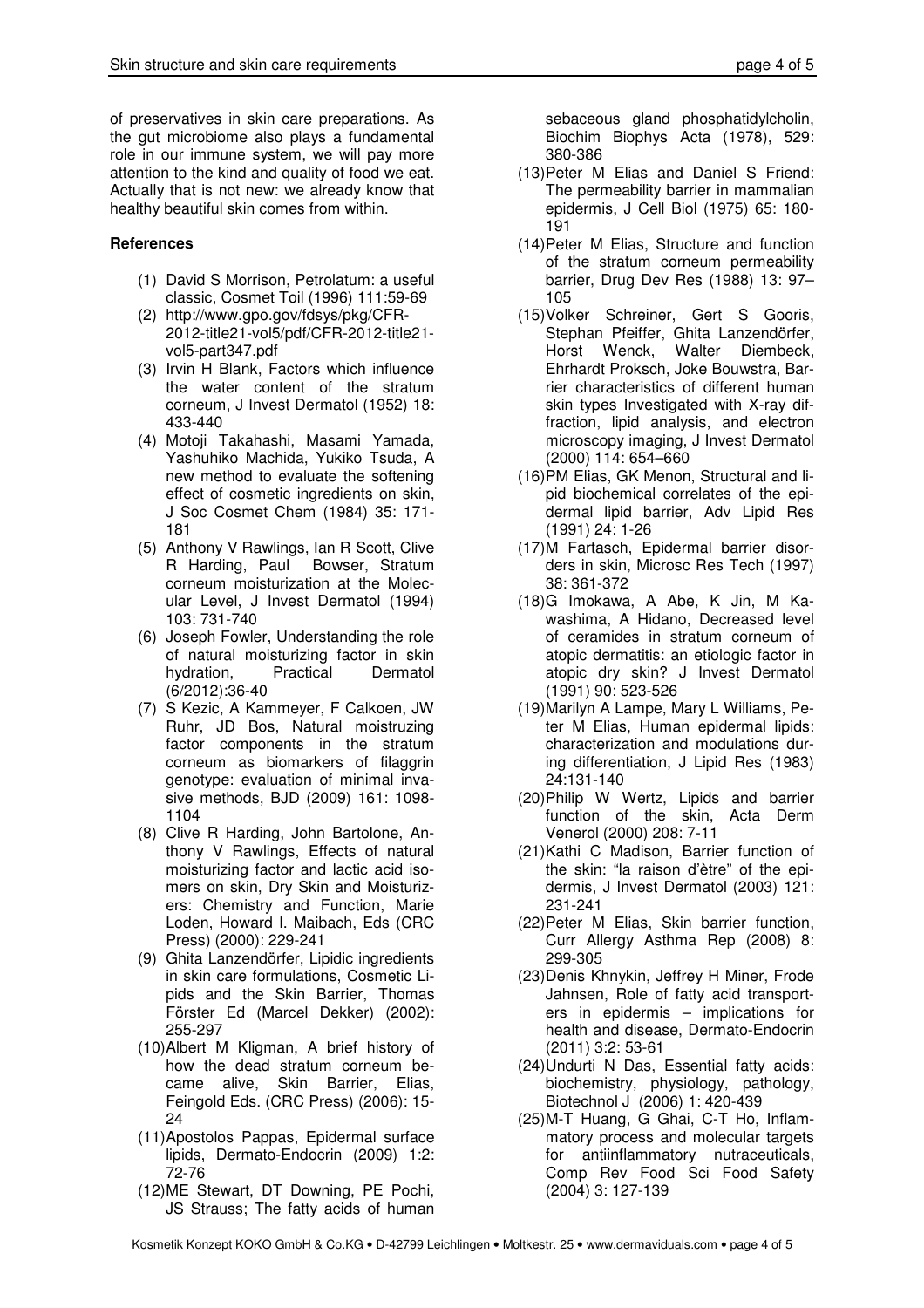of preservatives in skin care preparations. As the gut microbiome also plays a fundamental role in our immune system, we will pay more attention to the kind and quality of food we eat. Actually that is not new: we already know that healthy beautiful skin comes from within.

**References**

1. David S Morrison, Petrolatum: a useful classic, Cosmet Toil (1996) 111:59-69
2. http://www.gpo.gov/fdsys/pkg/CFR-2012-title21-vol5/pdf/CFR-2012-title21-vol5-part347.pdf
3. Irvin H Blank, Factors which influence the water content of the stratum corneum, J Invest Dermatol (1952) 18: 433-440
4. Motoji Takahashi, Masami Yamada, Yashuhiko Machida, Yukiko Tsuda, A new method to evaluate the softening effect of cosmetic ingredients on skin, J Soc Cosmet Chem (1984) 35: 171-181
5. Anthony V Rawlings, Ian R Scott, Clive R Harding, Paul Bowser, Stratum corneum moisturization at the Molecular Level, J Invest Dermatol (1994) 103: 731-740
6. Joseph Fowler, Understanding the role of natural moisturizing factor in skin hydration, Practical Dermatol (6/2012):36-40
7. S Kezic, A Kammeyer, F Calkoen, JW Ruhr, JD Bos, Natural moistruzing factor components in the stratum corneum as biomarkers of filaggrin genotype: evaluation of minimal invasive methods, BJD (2009) 161: 1098-1104
8. Clive R Harding, John Bartolone, Anthony V Rawlings, Effects of natural moisturizing factor and lactic acid isomers on skin, Dry Skin and Moisturizers: Chemistry and Function, Marie Loden, Howard I. Maibach, Eds (CRC Press) (2000): 229-241
9. Ghita Lanzendörfer, Lipidic ingredients in skin care formulations, Cosmetic Lipids and the Skin Barrier, Thomas Förster Ed (Marcel Dekker) (2002): 255-297
10. Albert M Kligman, A brief history of how the dead stratum corneum became alive, Skin Barrier, Elias, Feingold Eds. (CRC Press) (2006): 15-24
11. Apostolos Pappas, Epidermal surface lipids, Dermato-Endocrin (2009) 1:2: 72-76
12. ME Stewart, DT Downing, PE Pochi, JS Strauss; The fatty acids of human sebaceous gland phosphatidylcholin, Biochim Biophys Acta (1978), 529: 380-386
13. Peter M Elias and Daniel S Friend: The permeability barrier in mammalian epidermis, J Cell Biol (1975) 65: 180-191
14. Peter M Elias, Structure and function of the stratum corneum permeability barrier, Drug Dev Res (1988) 13: 97–105
15. Volker Schreiner, Gert S Gooris, Stephan Pfeiffer, Ghita Lanzendörfer, Horst Wenck, Walter Diembeck, Ehrhardt Proksch, Joke Bouwstra, Barrier characteristics of different human skin types Investigated with X-ray diffraction, lipid analysis, and electron microscopy imaging, J Invest Dermatol (2000) 114: 654–660
16. PM Elias, GK Menon, Structural and lipid biochemical correlates of the epidermal lipid barrier, Adv Lipid Res (1991) 24: 1-26
17. M Fartasch, Epidermal barrier disorders in skin, Microsc Res Tech (1997) 38: 361-372
18. G Imokawa, A Abe, K Jin, M Kawashima, A Hidano, Decreased level of ceramides in stratum corneum of atopic dermatitis: an etiologic factor in atopic dry skin? J Invest Dermatol (1991) 90: 523-526
19. Marilyn A Lampe, Mary L Williams, Peter M Elias, Human epidermal lipids: characterization and modulations during differentiation, J Lipid Res (1983) 24:131-140
20. Philip W Wertz, Lipids and barrier function of the skin, Acta Derm Venerol (2000) 208: 7-11
21. Kathi C Madison, Barrier function of the skin: "la raison d'ètre" of the epidermis, J Invest Dermatol (2003) 121: 231-241
22. Peter M Elias, Skin barrier function, Curr Allergy Asthma Rep (2008) 8: 299-305
23. Denis Khnykin, Jeffrey H Miner, Frode Jahnsen, Role of fatty acid transporters in epidermis – implications for health and disease, Dermato-Endocrin (2011) 3:2: 53-61
24. Undurti N Das, Essential fatty acids: biochemistry, physiology, pathology, Biotechnol J (2006) 1: 420-439
25. M-T Huang, G Ghai, C-T Ho, Inflammatory process and molecular targets for antiinflammatory nutraceuticals, Comp Rev Food Sci Food Safety (2004) 3: 127-139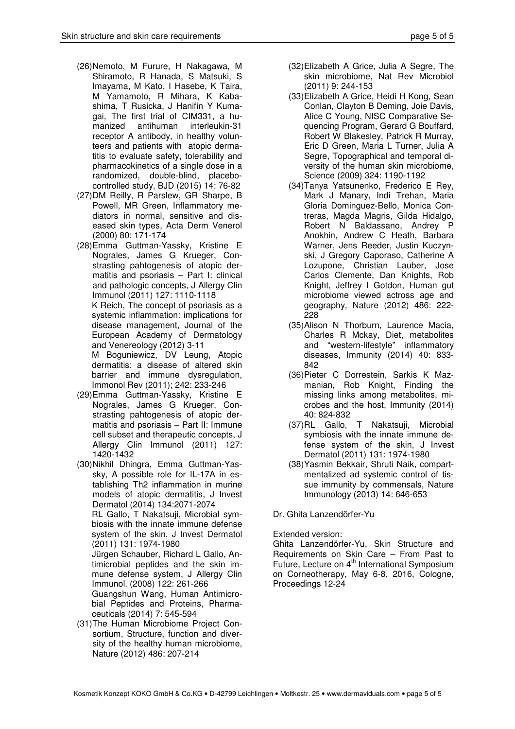(26) Nemoto, M Furure, H Nakagawa, M Shiramoto, R Hanada, S Matsuki, S Imayama, M Kato, I Hasebe, K Taira, M Yamamoto, R Mihara, K Kabashima, T Rusicka, J Hanifin Y Kumagai, The first trial of CIM331, a humanized antihuman interleukin-31 receptor A antibody, in healthy volunteers and patients with atopic dermatitis to evaluate safety, tolerability and pharmacokinetics of a single dose in a randomized, double-blind, placebo-controlled study, BJD (2015) 14: 76-82

(27) DM Reilly, R Parslew, GR Sharpe, B Powell, MR Green, Inflammatory mediators in normal, sensitive and diseased skin types, Acta Derm Venerol (2000) 80: 171-174

(28) Emma Guttman-Yassky, Kristine E Nograles, James G Krueger, Constrasting pahtogenesis of atopic dermatitis and psoriasis – Part I: clinical and pathologic concepts, J Allergy Clin Immunol (2011) 127: 1110-1118
K Reich, The concept of psoriasis as a systemic inflammation: implications for disease management, Journal of the European Academy of Dermatology and Venereology (2012) 3-11
M Boguniewicz, DV Leung, Atopic dermatitis: a disease of altered skin barrier and immune dysregulation, Immonol Rev (2011); 242: 233-246

(29) Emma Guttman-Yassky, Kristine E Nograles, James G Krueger, Constrasting pahtogenesis of atopic dermatitis and psoriasis – Part II: Immune cell subset and therapeutic concepts, J Allergy Clin Immunol (2011) 127: 1420-1432

(30) Nikhil Dhingra, Emma Guttman-Yassky, A possible role for IL-17A in establishing Th2 inflammation in murine models of atopic dermatitis, J Invest Dermatol (2014) 134:2071-2074
RL Gallo, T Nakatsuji, Microbial symbiosis with the innate immune defense system of the skin, J Invest Dermatol (2011) 131: 1974-1980
Jürgen Schauber, Richard L Gallo, Antimicrobial peptides and the skin immune defense system, J Allergy Clin Immunol. (2008) 122: 261-266
Guangshun Wang, Human Antimicrobial Peptides and Proteins, Pharmaceuticals (2014) 7: 545-594

(31) The Human Microbiome Project Consortium, Structure, function and diversity of the healthy human microbiome, Nature (2012) 486: 207-214

(32) Elizabeth A Grice, Julia A Segre, The skin microbiome, Nat Rev Microbiol (2011) 9: 244-153

(33) Elizabeth A Grice, Heidi H Kong, Sean Conlan, Clayton B Deming, Joie Davis, Alice C Young, NISC Comparative Sequencing Program, Gerard G Bouffard, Robert W Blakesley, Patrick R Murray, Eric D Green, Maria L Turner, Julia A Segre, Topographical and temporal diversity of the human skin microbiome, Science (2009) 324: 1190-1192

(34) Tanya Yatsunenko, Frederico E Rey, Mark J Manary, Indi Trehan, Maria Gloria Dominguez-Bello, Monica Contreras, Magda Magris, Gilda Hidalgo, Robert N Baldassano, Andrey P Anokhin, Andrew C Heath, Barbara Warner, Jens Reeder, Justin Kuczynski, J Gregory Caporaso, Catherine A Lozupone, Christian Lauber, Jose Carlos Clemente, Dan Knights, Rob Knight, Jeffrey I Gotdon, Human gut microbiome viewed actross age and geography, Nature (2012) 486: 222-228

(35) Alison N Thorburn, Laurence Macia, Charles R Mckay, Diet, metabolites and "western-lifestyle" inflammatory diseases, Immunity (2014) 40: 833-842

(36) Pieter C Dorrestein, Sarkis K Mazmanian, Rob Knight, Finding the missing links among metabolites, microbes and the host, Immunity (2014) 40: 824-832

(37) RL Gallo, T Nakatsuji, Microbial symbiosis with the innate immune defense system of the skin, J Invest Dermatol (2011) 131: 1974-1980

(38) Yasmin Bekkair, Shruti Naik, compartmentalized ad systemic control of tissue immunity by commensals, Nature Immunology (2013) 14: 646-653

Dr. Ghita Lanzendörfer-Yu

Extended version:
Ghita Lanzendörfer-Yu, Skin Structure and Requirements on Skin Care – From Past to Future, Lecture on 4th International Symposium on Corneotherapy, May 6-8, 2016, Cologne, Proceedings 12-24